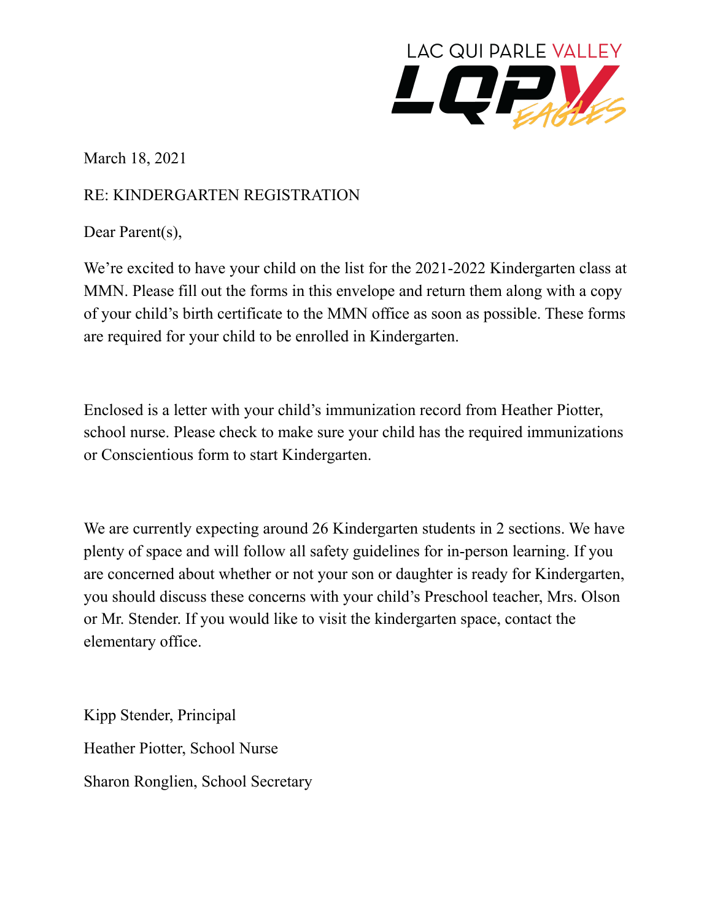LAC QUI PARLE VALLEY

LQPV EAGLES

March 18, 2021

RE: KINDERGARTEN REGISTRATION

Dear Parent(s),

We're excited to have your child on the list for the 2021-2022 Kindergarten class at MMN. Please fill out the forms in this envelope and return them along with a copy of your child's birth certificate to the MMN office as soon as possible. These forms are required for your child to be enrolled in Kindergarten.

Enclosed is a letter with your child's immunization record from Heather Piotter, school nurse. Please check to make sure your child has the required immunizations or Conscientious form to start Kindergarten.

We are currently expecting around 26 Kindergarten students in 2 sections. We have plenty of space and will follow all safety guidelines for in-person learning. If you are concerned about whether or not your son or daughter is ready for Kindergarten, you should discuss these concerns with your child's Preschool teacher, Mrs. Olson or Mr. Stender. If you would like to visit the kindergarten space, contact the elementary office.

Kipp Stender, Principal

Heather Piotter, School Nurse

Sharon Ronglien, School Secretary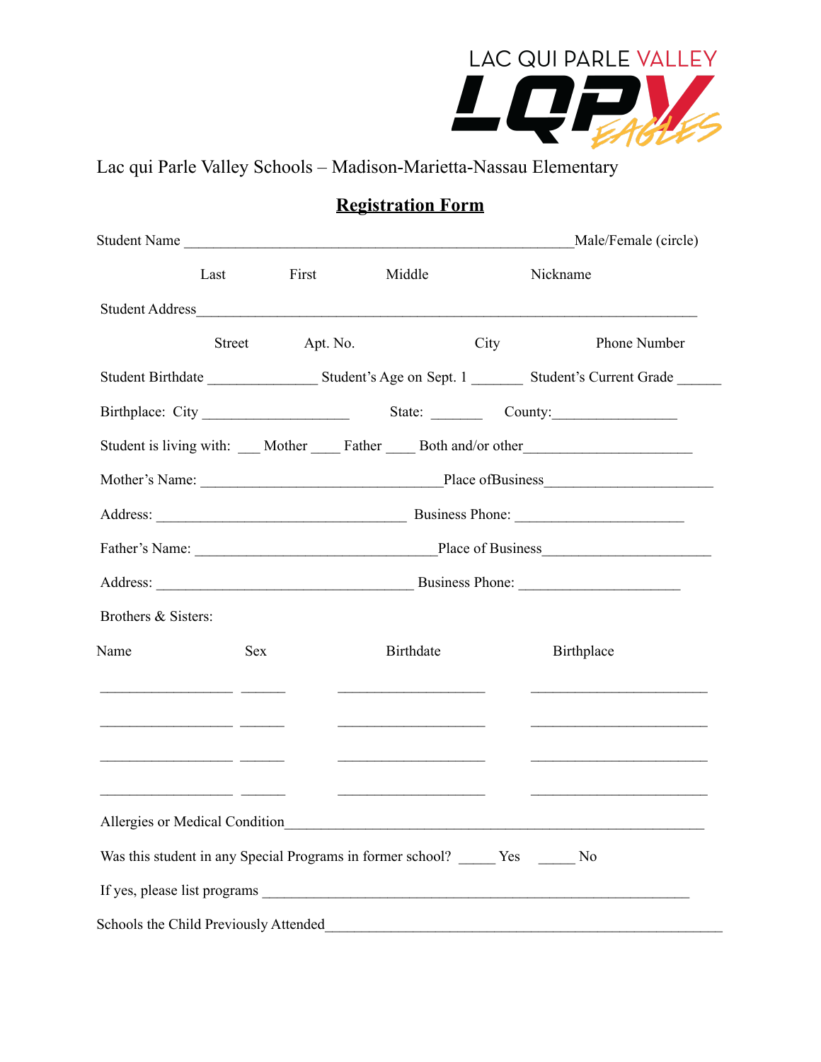LAC QUI PARLE VALLEY LQPV EAGLES

Lac qui Parle Valley Schools – Madison-Marietta-Nassau Elementary

## **Registration Form**

Student Name ____________________________________________________Male/Female (circle)

Last First Middle Nickname

Student Address_________________________________________________________________

Street Apt. No. City Phone Number

Student Birthdate ______________ Student's Age on Sept. 1 _______ Student's Current Grade ______

Birthplace: City ___________________ State: _______ County:________________

Student is living with: ___ Mother ____ Father ____ Both and/or other______________________

Mother's Name: _______________________________Place ofBusiness______________________

Address: ________________________________ Business Phone: ______________________

Father's Name: _____________________________Place of Business______________________

Address: _________________________________ Business Phone: _____________________

Brothers & Sisters:

| Name | Sex | Birthdate | Birthplace |
|---|---|---|---|
| | | | |
| | | | |
| | | | |
| | | | |

Allergies or Medical Condition______________________________________________________

Was this student in any Special Programs in former school? _____ Yes _____ No

If yes, please list programs _______________________________________________________

Schools the Child Previously Attended__________________________________________________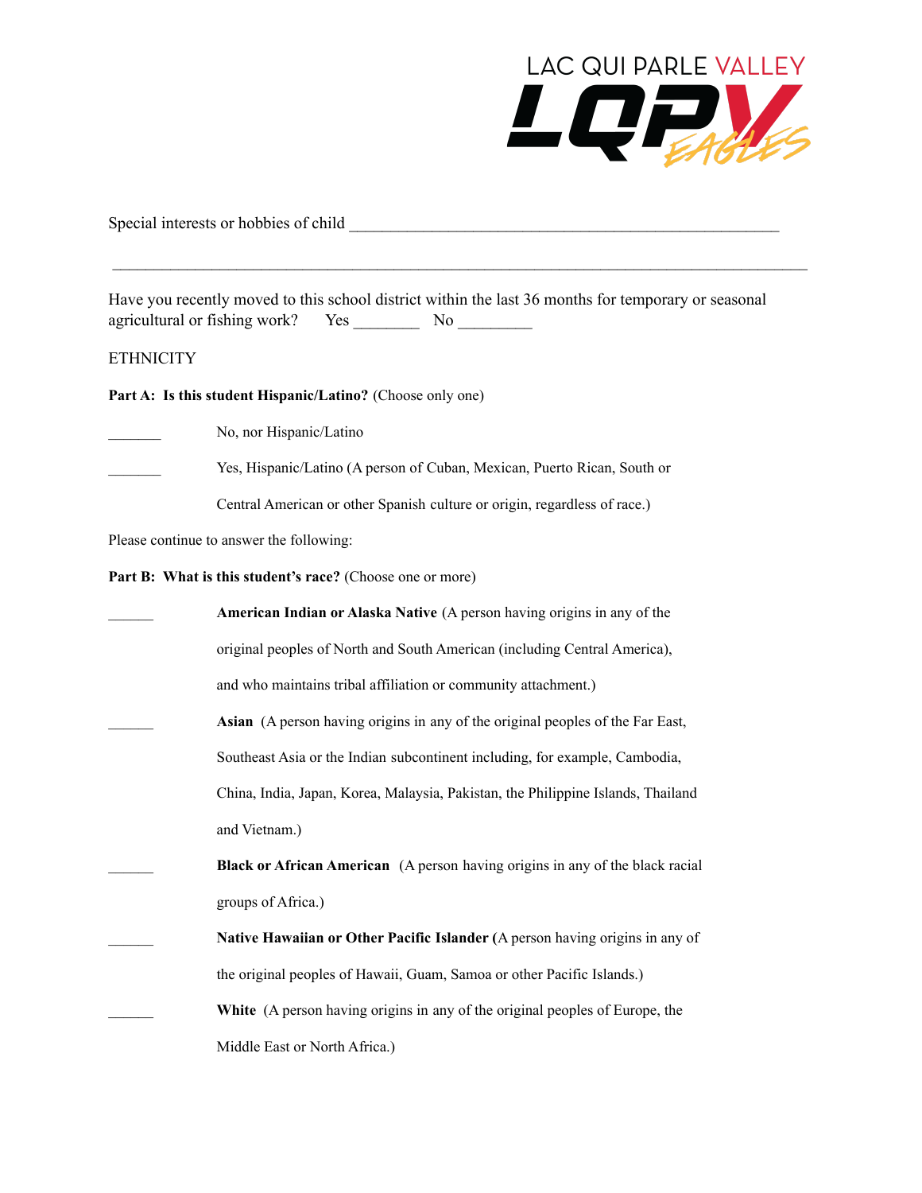Special interests or hobbies of child ______________________________________________________

______________________________________________________________________________

Have you recently moved to this school district within the last 36 months for temporary or seasonal agricultural or fishing work?    Yes ________   No _________

ETHNICITY

**Part A: Is this student Hispanic/Latino?** (Choose only one)

_______ No, nor Hispanic/Latino

_______ Yes, Hispanic/Latino (A person of Cuban, Mexican, Puerto Rican, South or Central American or other Spanish culture or origin, regardless of race.)

Please continue to answer the following:

**Part B: What is this student's race?** (Choose one or more)

______ **American Indian or Alaska Native** (A person having origins in any of the original peoples of North and South American (including Central America), and who maintains tribal affiliation or community attachment.)

______ **Asian** (A person having origins in any of the original peoples of the Far East, Southeast Asia or the Indian subcontinent including, for example, Cambodia, China, India, Japan, Korea, Malaysia, Pakistan, the Philippine Islands, Thailand and Vietnam.)

______ **Black or African American** (A person having origins in any of the black racial groups of Africa.)

______ **Native Hawaiian or Other Pacific Islander (**A person having origins in any of the original peoples of Hawaii, Guam, Samoa or other Pacific Islands.)

______ **White** (A person having origins in any of the original peoples of Europe, the Middle East or North Africa.)